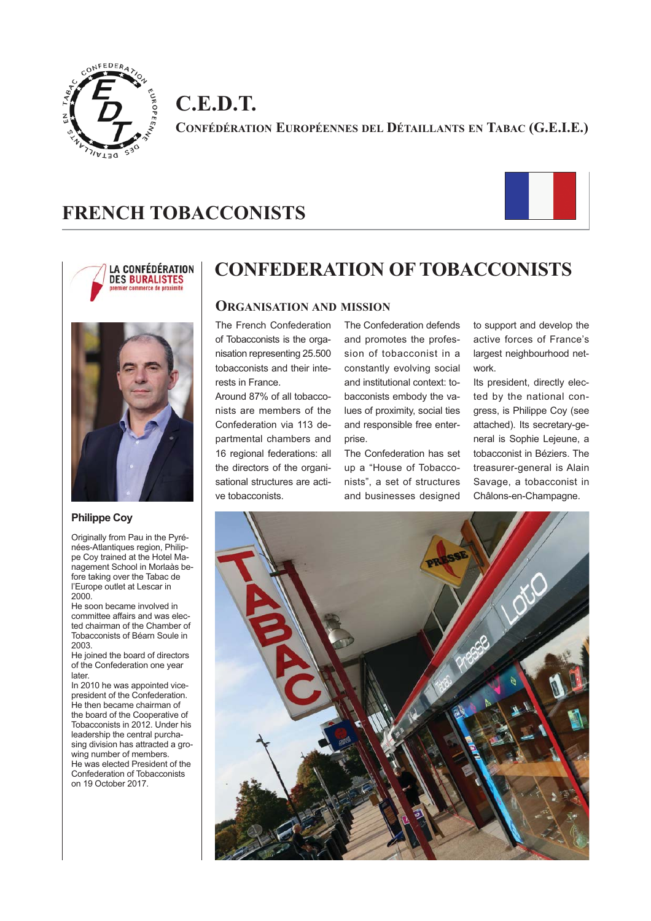# C.E.D.T.

**CONFÉDÉRATION EUROPÉENNES DEL DÉTAILLANTS EN TABAC (G.E.I.E.)**

## FRENCH TOBACCONISTS

LA CONFÉDÉRATION DES BURALISTES
premier commerce de proximité

### Philippe Coy

Originally from Pau in the Pyrénées-Atlantiques region, Philippe Coy trained at the Hotel Management School in Morlaàs before taking over the Tabac de l'Europe outlet at Lescar in 2000.
He soon became involved in committee affairs and was elected chairman of the Chamber of Tobacconists of Béarn Soule in 2003.
He joined the board of directors of the Confederation one year later.
In 2010 he was appointed vice-president of the Confederation. He then became chairman of the board of the Cooperative of Tobacconists in 2012. Under his leadership the central purchasing division has attracted a growing number of members.
He was elected President of the Confederation of Tobacconists on 19 October 2017.

## CONFEDERATION OF TOBACCONISTS

### ORGANISATION AND MISSION

The French Confederation of Tobacconists is the organisation representing 25.500 tobacconists and their interests in France.
Around 87% of all tobacconists are members of the Confederation via 113 departmental chambers and 16 regional federations: all the directors of the organisational structures are active tobacconists.

The Confederation defends and promotes the profession of tobacconist in a constantly evolving social and institutional context: tobacconists embody the values of proximity, social ties and responsible free enterprise.
The Confederation has set up a "House of Tobacconists", a set of structures and businesses designed to support and develop the active forces of France's largest neighbourhood network.

Its president, directly elected by the national congress, is Philippe Coy (see attached). Its secretary-general is Sophie Lejeune, a tobacconist in Béziers. The treasurer-general is Alain Savage, a tobacconist in Châlons-en-Champagne.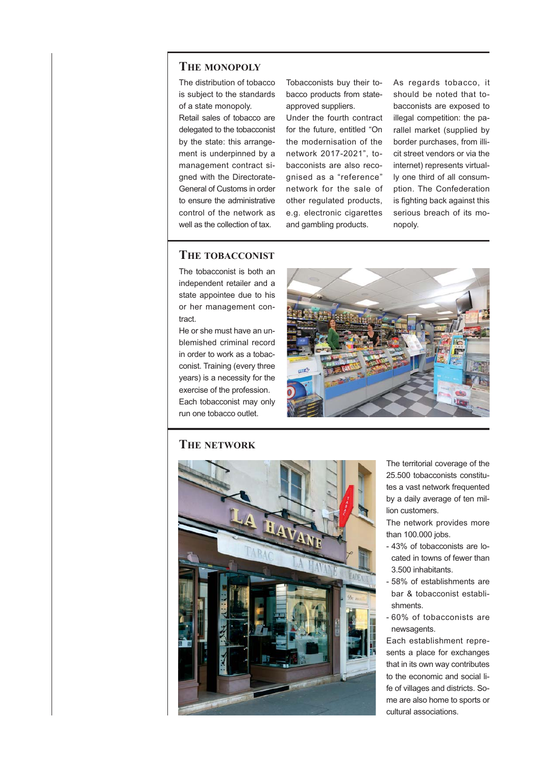## The monopoly

The distribution of tobacco is subject to the standards of a state monopoly.

Retail sales of tobacco are delegated to the tobacconist by the state: this arrangement is underpinned by a management contract signed with the Directorate-General of Customs in order to ensure the administrative control of the network as well as the collection of tax.

Tobacconists buy their tobacco products from state-approved suppliers.

Under the fourth contract for the future, entitled "On the modernisation of the network 2017-2021", tobacconists are also recognised as a "reference" network for the sale of other regulated products, e.g. electronic cigarettes and gambling products.

As regards tobacco, it should be noted that tobacconists are exposed to illegal competition: the parallel market (supplied by border purchases, from illicit street vendors or via the internet) represents virtually one third of all consumption. The Confederation is fighting back against this serious breach of its monopoly.

## The tobacconist

The tobacconist is both an independent retailer and a state appointee due to his or her management contract.

He or she must have an unblemished criminal record in order to work as a tobacconist. Training (every three years) is a necessity for the exercise of the profession.

Each tobacconist may only run one tobacco outlet.

## The network

The territorial coverage of the 25.500 tobacconists constitutes a vast network frequented by a daily average of ten million customers.

The network provides more than 100.000 jobs.

- 43% of tobacconists are located in towns of fewer than 3.500 inhabitants.
- 58% of establishments are bar & tobacconist establishments.
- 60% of tobacconists are newsagents.

Each establishment represents a place for exchanges that in its own way contributes to the economic and social life of villages and districts. Some are also home to sports or cultural associations.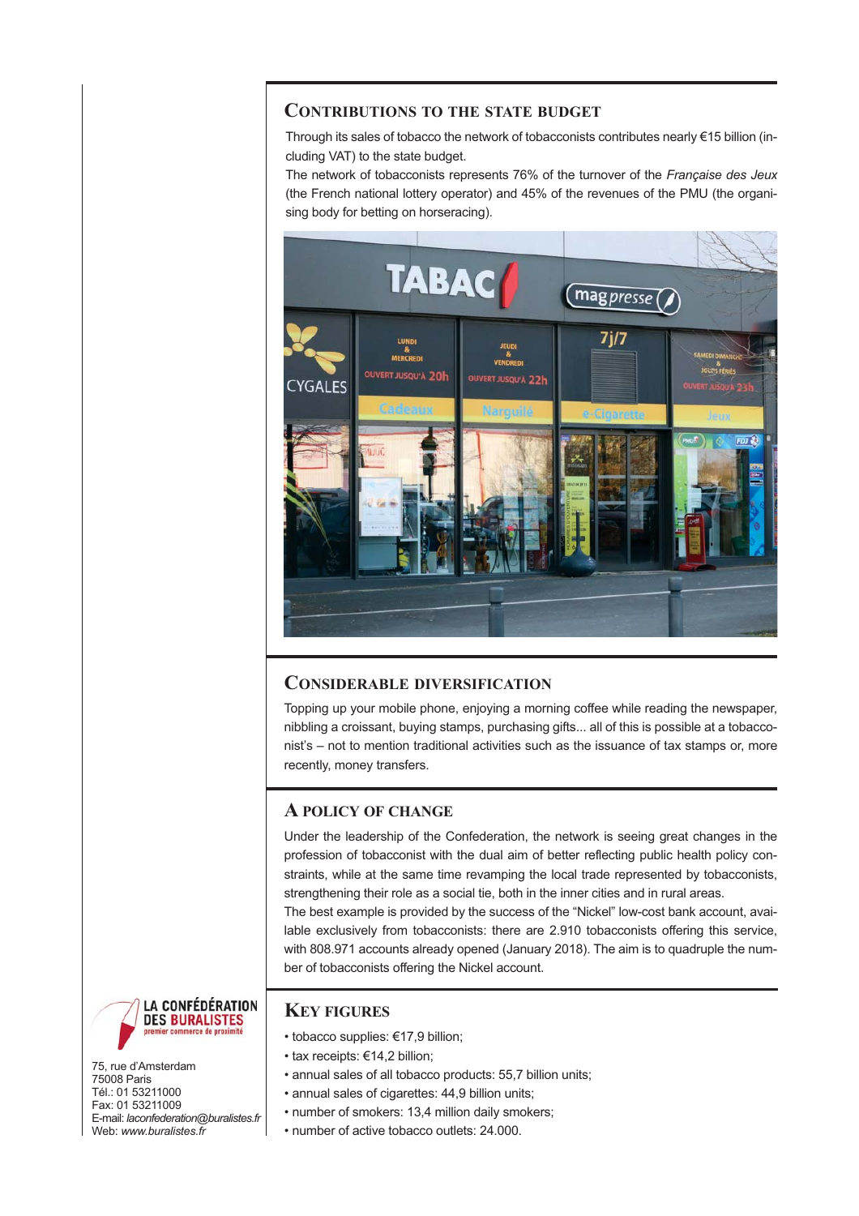## Contributions to the State Budget

Through its sales of tobacco the network of tobacconists contributes nearly €15 billion (including VAT) to the state budget.

The network of tobacconists represents 76% of the turnover of the *Française des Jeux* (the French national lottery operator) and 45% of the revenues of the PMU (the organising body for betting on horseracing).

## Considerable Diversification

Topping up your mobile phone, enjoying a morning coffee while reading the newspaper, nibbling a croissant, buying stamps, purchasing gifts... all of this is possible at a tobacconist's – not to mention traditional activities such as the issuance of tax stamps or, more recently, money transfers.

## A Policy of Change

Under the leadership of the Confederation, the network is seeing great changes in the profession of tobacconist with the dual aim of better reflecting public health policy constraints, while at the same time revamping the local trade represented by tobacconists, strengthening their role as a social tie, both in the inner cities and in rural areas.

The best example is provided by the success of the "Nickel" low-cost bank account, available exclusively from tobacconists: there are 2.910 tobacconists offering this service, with 808.971 accounts already opened (January 2018). The aim is to quadruple the number of tobacconists offering the Nickel account.

## Key Figures

- tobacco supplies: €17,9 billion;
- tax receipts: €14,2 billion;
- annual sales of all tobacco products: 55,7 billion units;
- annual sales of cigarettes: 44,9 billion units;
- number of smokers: 13,4 million daily smokers;
- number of active tobacco outlets: 24.000.

**LA CONFÉDÉRATION DES BURALISTES**
premier commerce de proximité

75, rue d'Amsterdam
75008 Paris
Tél.: 01 53211000
Fax: 01 53211009
E-mail: *laconfederation@buralistes.fr*
Web: *www.buralistes.fr*